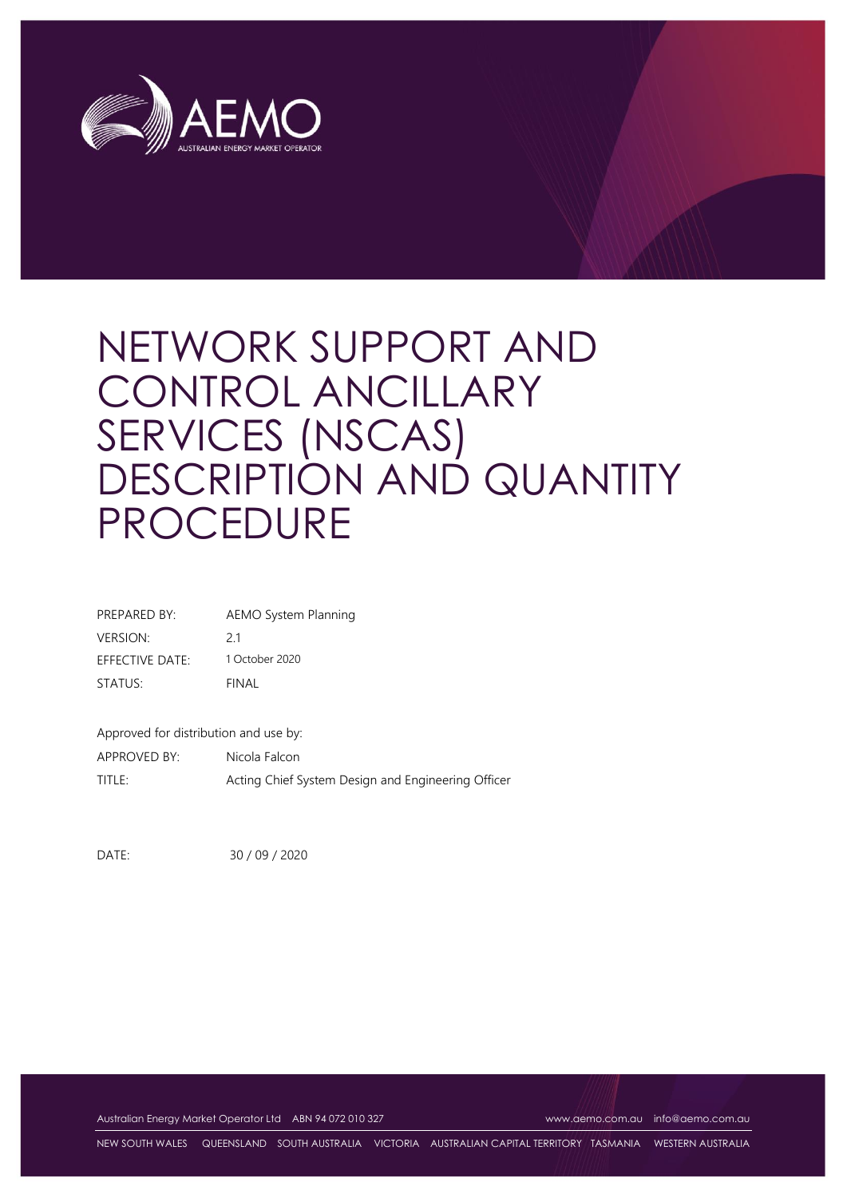# NETWORK SUPPORT AND CONTROL ANCILLARY SERVICES (NSCAS) DESCRIPTION AND QUANTITY PROCEDURE

| | |
|---|---|
| PREPARED BY: | AEMO System Planning |
| VERSION: | 2.1 |
| EFFECTIVE DATE: | 1 October 2020 |
| STATUS: | FINAL |

Approved for distribution and use by:

| | |
|---|---|
| APPROVED BY: | Nicola Falcon |
| TITLE: | Acting Chief System Design and Engineering Officer |

DATE: 30 / 09 / 2020

Australian Energy Market Operator Ltd ABN 94 072 010 327 www.aemo.com.au info@aemo.com.au

NEW SOUTH WALES QUEENSLAND SOUTH AUSTRALIA VICTORIA AUSTRALIAN CAPITAL TERRITORY TASMANIA WESTERN AUSTRALIA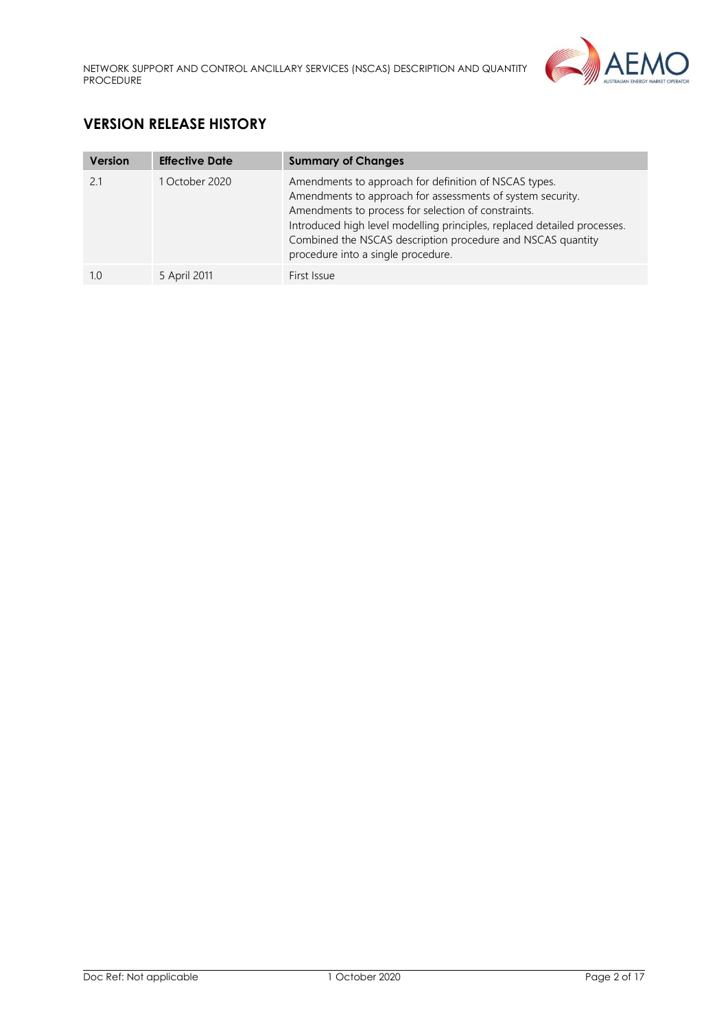## VERSION RELEASE HISTORY

| Version | Effective Date | Summary of Changes |
| --- | --- | --- |
| 2.1 | 1 October 2020 | Amendments to approach for definition of NSCAS types. Amendments to approach for assessments of system security. Amendments to process for selection of constraints. Introduced high level modelling principles, replaced detailed processes. Combined the NSCAS description procedure and NSCAS quantity procedure into a single procedure. |
| 1.0 | 5 April 2011 | First Issue |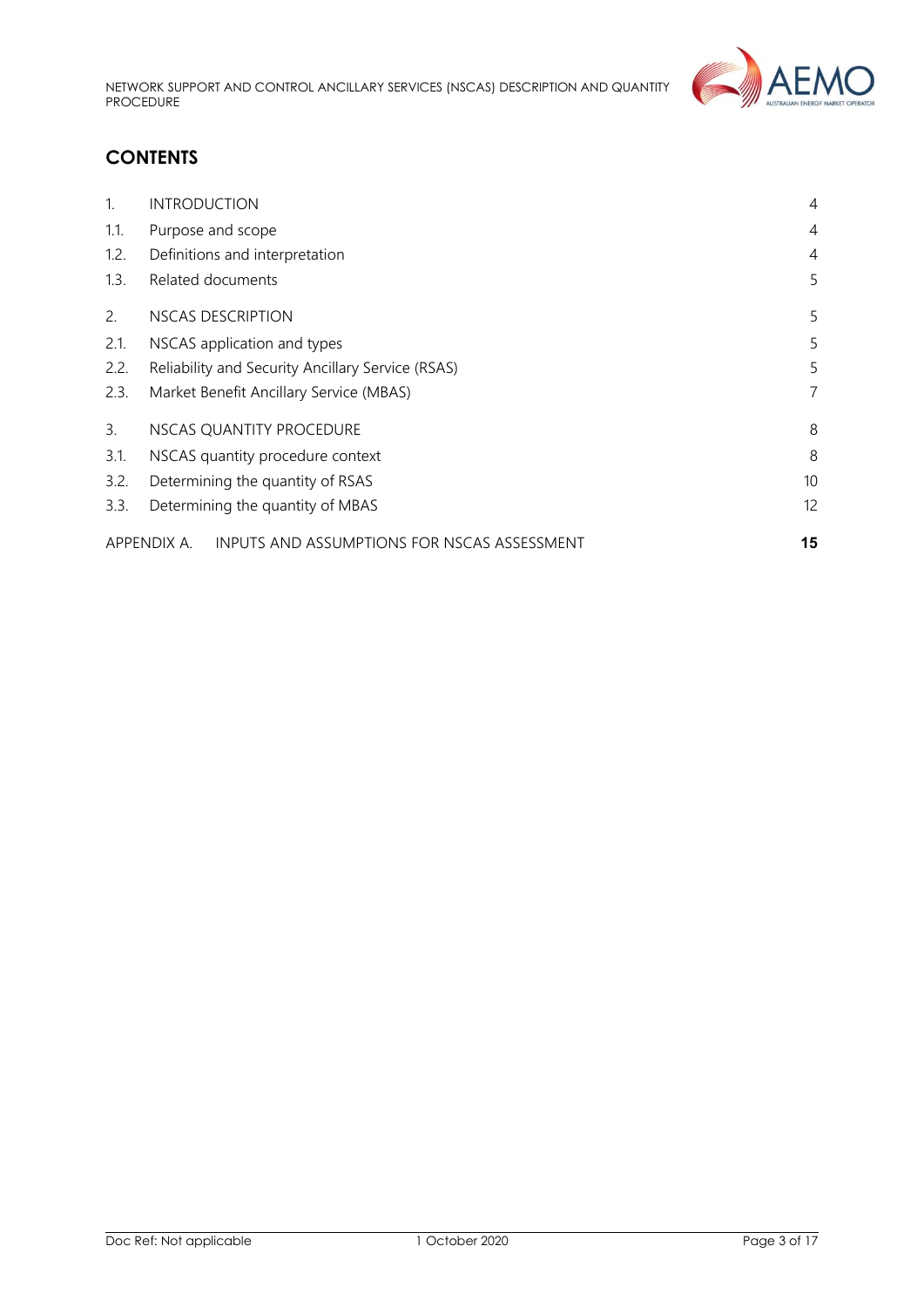## CONTENTS

| | | |
|---|---|---|
| 1. | INTRODUCTION | 4 |
| 1.1. | Purpose and scope | 4 |
| 1.2. | Definitions and interpretation | 4 |
| 1.3. | Related documents | 5 |
| 2. | NSCAS DESCRIPTION | 5 |
| 2.1. | NSCAS application and types | 5 |
| 2.2. | Reliability and Security Ancillary Service (RSAS) | 5 |
| 2.3. | Market Benefit Ancillary Service (MBAS) | 7 |
| 3. | NSCAS QUANTITY PROCEDURE | 8 |
| 3.1. | NSCAS quantity procedure context | 8 |
| 3.2. | Determining the quantity of RSAS | 10 |
| 3.3. | Determining the quantity of MBAS | 12 |
| APPENDIX A. | INPUTS AND ASSUMPTIONS FOR NSCAS ASSESSMENT | **15** |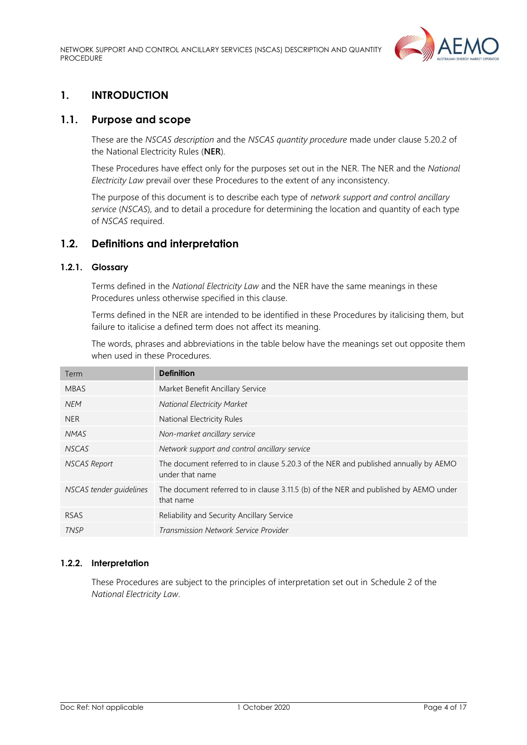# 1. INTRODUCTION

## 1.1. Purpose and scope

These are the *NSCAS description* and the *NSCAS quantity procedure* made under clause 5.20.2 of the National Electricity Rules (**NER**).

These Procedures have effect only for the purposes set out in the NER. The NER and the *National Electricity Law* prevail over these Procedures to the extent of any inconsistency.

The purpose of this document is to describe each type of *network support and control ancillary service* (*NSCAS*), and to detail a procedure for determining the location and quantity of each type of *NSCAS* required.

## 1.2. Definitions and interpretation

### 1.2.1. Glossary

Terms defined in the *National Electricity Law* and the NER have the same meanings in these Procedures unless otherwise specified in this clause.

Terms defined in the NER are intended to be identified in these Procedures by italicising them, but failure to italicise a defined term does not affect its meaning.

The words, phrases and abbreviations in the table below have the meanings set out opposite them when used in these Procedures.

| Term | **Definition** |
|---|---|
| MBAS | Market Benefit Ancillary Service |
| *NEM* | *National Electricity Market* |
| NER | National Electricity Rules |
| *NMAS* | *Non-market ancillary service* |
| *NSCAS* | *Network support and control ancillary service* |
| *NSCAS Report* | The document referred to in clause 5.20.3 of the NER and published annually by AEMO under that name |
| *NSCAS tender guidelines* | The document referred to in clause 3.11.5 (b) of the NER and published by AEMO under that name |
| RSAS | Reliability and Security Ancillary Service |
| *TNSP* | *Transmission Network Service Provider* |

### 1.2.2. Interpretation

These Procedures are subject to the principles of interpretation set out in Schedule 2 of the *National Electricity Law*.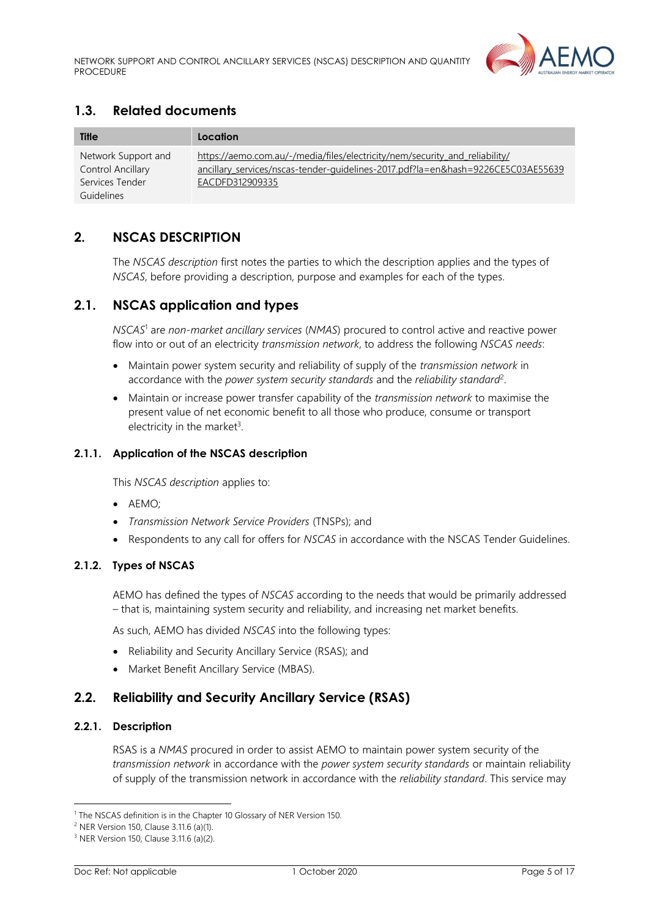## 1.3. Related documents

| Title | Location |
| --- | --- |
| Network Support and Control Ancillary Services Tender Guidelines | https://aemo.com.au/-/media/files/electricity/nem/security_and_reliability/ancillary_services/nscas-tender-guidelines-2017.pdf?la=en&hash=9226CE5C03AE55639EACDFD312909335 |

# 2. NSCAS DESCRIPTION

The *NSCAS description* first notes the parties to which the description applies and the types of *NSCAS*, before providing a description, purpose and examples for each of the types.

## 2.1. NSCAS application and types

*NSCAS*[1] are *non-market ancillary services* (*NMAS*) procured to control active and reactive power flow into or out of an electricity *transmission network*, to address the following *NSCAS needs*:

- Maintain power system security and reliability of supply of the *transmission network* in accordance with the *power system security standards* and the *reliability standard*[2].
- Maintain or increase power transfer capability of the *transmission network* to maximise the present value of net economic benefit to all those who produce, consume or transport electricity in the market[3].

### 2.1.1. Application of the NSCAS description

This *NSCAS description* applies to:

- AEMO;
- *Transmission Network Service Providers* (TNSPs); and
- Respondents to any call for offers for *NSCAS* in accordance with the NSCAS Tender Guidelines.

### 2.1.2. Types of NSCAS

AEMO has defined the types of *NSCAS* according to the needs that would be primarily addressed – that is, maintaining system security and reliability, and increasing net market benefits.

As such, AEMO has divided *NSCAS* into the following types:

- Reliability and Security Ancillary Service (RSAS); and
- Market Benefit Ancillary Service (MBAS).

## 2.2. Reliability and Security Ancillary Service (RSAS)

### 2.2.1. Description

RSAS is a *NMAS* procured in order to assist AEMO to maintain power system security of the *transmission network* in accordance with the *power system security standards* or maintain reliability of supply of the transmission network in accordance with the *reliability standard*. This service may

[1] The NSCAS definition is in the Chapter 10 Glossary of NER Version 150.

[2] NER Version 150, Clause 3.11.6 (a)(1).

[3] NER Version 150, Clause 3.11.6 (a)(2).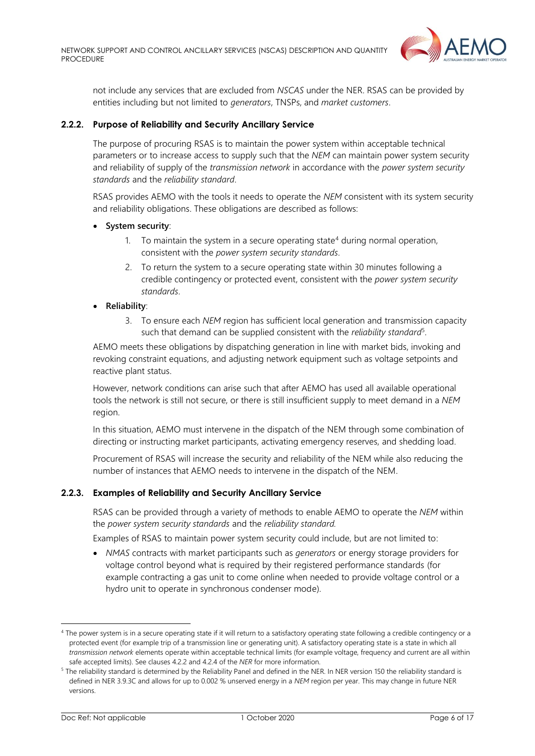not include any services that are excluded from *NSCAS* under the NER. RSAS can be provided by entities including but not limited to *generators*, TNSPs, and *market customers*.

### 2.2.2. Purpose of Reliability and Security Ancillary Service

The purpose of procuring RSAS is to maintain the power system within acceptable technical parameters or to increase access to supply such that the *NEM* can maintain power system security and reliability of supply of the *transmission network* in accordance with the *power system security standards* and the *reliability standard*.

RSAS provides AEMO with the tools it needs to operate the *NEM* consistent with its system security and reliability obligations. These obligations are described as follows:

- **System security**:
  1. To maintain the system in a secure operating state[4] during normal operation, consistent with the *power system security standards*.
  2. To return the system to a secure operating state within 30 minutes following a credible contingency or protected event, consistent with the *power system security standards*.
- **Reliability**:
  3. To ensure each *NEM* region has sufficient local generation and transmission capacity such that demand can be supplied consistent with the *reliability standard*[5].

AEMO meets these obligations by dispatching generation in line with market bids, invoking and revoking constraint equations, and adjusting network equipment such as voltage setpoints and reactive plant status.

However, network conditions can arise such that after AEMO has used all available operational tools the network is still not secure, or there is still insufficient supply to meet demand in a *NEM* region.

In this situation, AEMO must intervene in the dispatch of the NEM through some combination of directing or instructing market participants, activating emergency reserves, and shedding load.

Procurement of RSAS will increase the security and reliability of the NEM while also reducing the number of instances that AEMO needs to intervene in the dispatch of the NEM.

### 2.2.3. Examples of Reliability and Security Ancillary Service

RSAS can be provided through a variety of methods to enable AEMO to operate the *NEM* within the *power system security standards* and the *reliability standard.*

Examples of RSAS to maintain power system security could include, but are not limited to:

- *NMAS* contracts with market participants such as *generators* or energy storage providers for voltage control beyond what is required by their registered performance standards (for example contracting a gas unit to come online when needed to provide voltage control or a hydro unit to operate in synchronous condenser mode).

---

[4] The power system is in a secure operating state if it will return to a satisfactory operating state following a credible contingency or a protected event (for example trip of a transmission line or generating unit). A satisfactory operating state is a state in which all *transmission network* elements operate within acceptable technical limits (for example voltage, frequency and current are all within safe accepted limits). See clauses 4.2.2 and 4.2.4 of the *NER* for more information.

[5] The reliability standard is determined by the Reliability Panel and defined in the NER. In NER version 150 the reliability standard is defined in NER 3.9.3C and allows for up to 0.002 % unserved energy in a *NEM* region per year. This may change in future NER versions.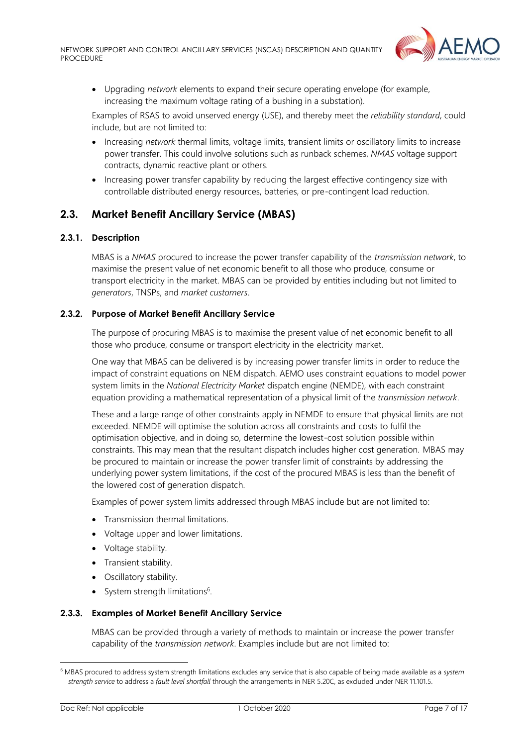- Upgrading *network* elements to expand their secure operating envelope (for example, increasing the maximum voltage rating of a bushing in a substation).

Examples of RSAS to avoid unserved energy (USE), and thereby meet the *reliability standard*, could include, but are not limited to:

- Increasing *network* thermal limits, voltage limits, transient limits or oscillatory limits to increase power transfer. This could involve solutions such as runback schemes, *NMAS* voltage support contracts, dynamic reactive plant or others.
- Increasing power transfer capability by reducing the largest effective contingency size with controllable distributed energy resources, batteries, or pre-contingent load reduction.

## 2.3. Market Benefit Ancillary Service (MBAS)

### 2.3.1. Description

MBAS is a *NMAS* procured to increase the power transfer capability of the *transmission network*, to maximise the present value of net economic benefit to all those who produce, consume or transport electricity in the market. MBAS can be provided by entities including but not limited to *generators*, TNSPs, and *market customers*.

### 2.3.2. Purpose of Market Benefit Ancillary Service

The purpose of procuring MBAS is to maximise the present value of net economic benefit to all those who produce, consume or transport electricity in the electricity market.

One way that MBAS can be delivered is by increasing power transfer limits in order to reduce the impact of constraint equations on NEM dispatch. AEMO uses constraint equations to model power system limits in the *National Electricity Market* dispatch engine (NEMDE), with each constraint equation providing a mathematical representation of a physical limit of the *transmission network*.

These and a large range of other constraints apply in NEMDE to ensure that physical limits are not exceeded. NEMDE will optimise the solution across all constraints and costs to fulfil the optimisation objective, and in doing so, determine the lowest-cost solution possible within constraints. This may mean that the resultant dispatch includes higher cost generation. MBAS may be procured to maintain or increase the power transfer limit of constraints by addressing the underlying power system limitations, if the cost of the procured MBAS is less than the benefit of the lowered cost of generation dispatch.

Examples of power system limits addressed through MBAS include but are not limited to:

- Transmission thermal limitations.
- Voltage upper and lower limitations.
- Voltage stability.
- Transient stability.
- Oscillatory stability.
- System strength limitations[6].

### 2.3.3. Examples of Market Benefit Ancillary Service

MBAS can be provided through a variety of methods to maintain or increase the power transfer capability of the *transmission network*. Examples include but are not limited to:

---

[6] MBAS procured to address system strength limitations excludes any service that is also capable of being made available as a *system strength service* to address a *fault level shortfall* through the arrangements in NER 5.20C, as excluded under NER 11.101.5.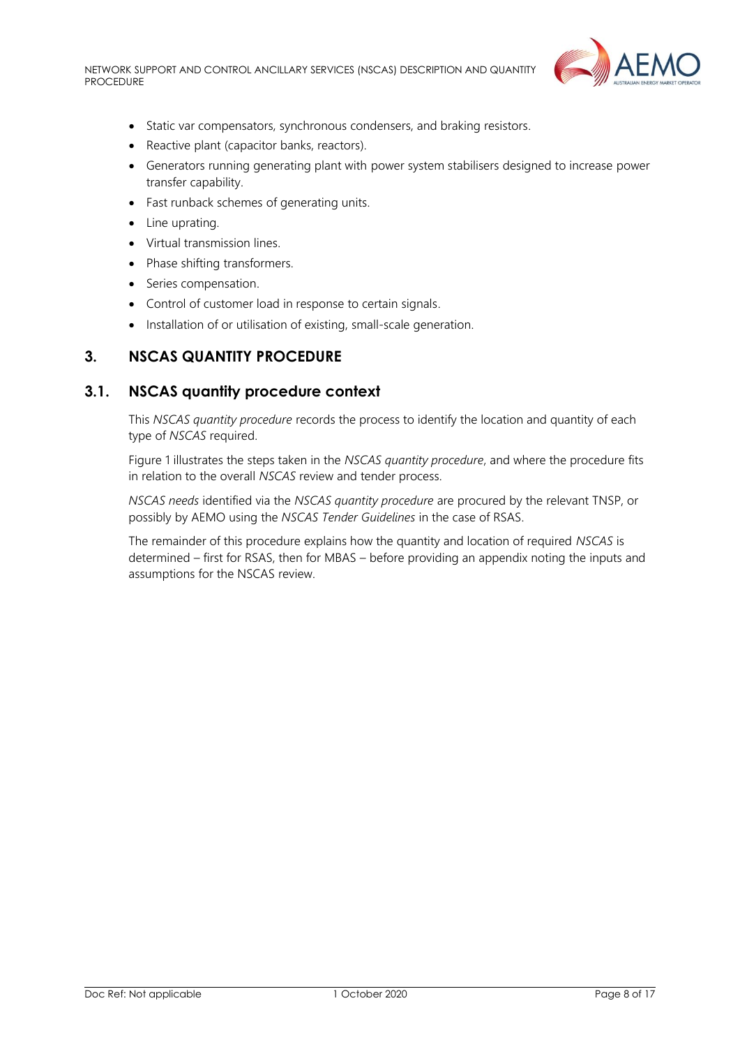- Static var compensators, synchronous condensers, and braking resistors.
- Reactive plant (capacitor banks, reactors).
- Generators running generating plant with power system stabilisers designed to increase power transfer capability.
- Fast runback schemes of generating units.
- Line uprating.
- Virtual transmission lines.
- Phase shifting transformers.
- Series compensation.
- Control of customer load in response to certain signals.
- Installation of or utilisation of existing, small-scale generation.

# 3. NSCAS QUANTITY PROCEDURE

## 3.1. NSCAS quantity procedure context

This *NSCAS quantity procedure* records the process to identify the location and quantity of each type of *NSCAS* required.

Figure 1 illustrates the steps taken in the *NSCAS quantity procedure*, and where the procedure fits in relation to the overall *NSCAS* review and tender process.

*NSCAS needs* identified via the *NSCAS quantity procedure* are procured by the relevant TNSP, or possibly by AEMO using the *NSCAS Tender Guidelines* in the case of RSAS.

The remainder of this procedure explains how the quantity and location of required *NSCAS* is determined – first for RSAS, then for MBAS – before providing an appendix noting the inputs and assumptions for the NSCAS review.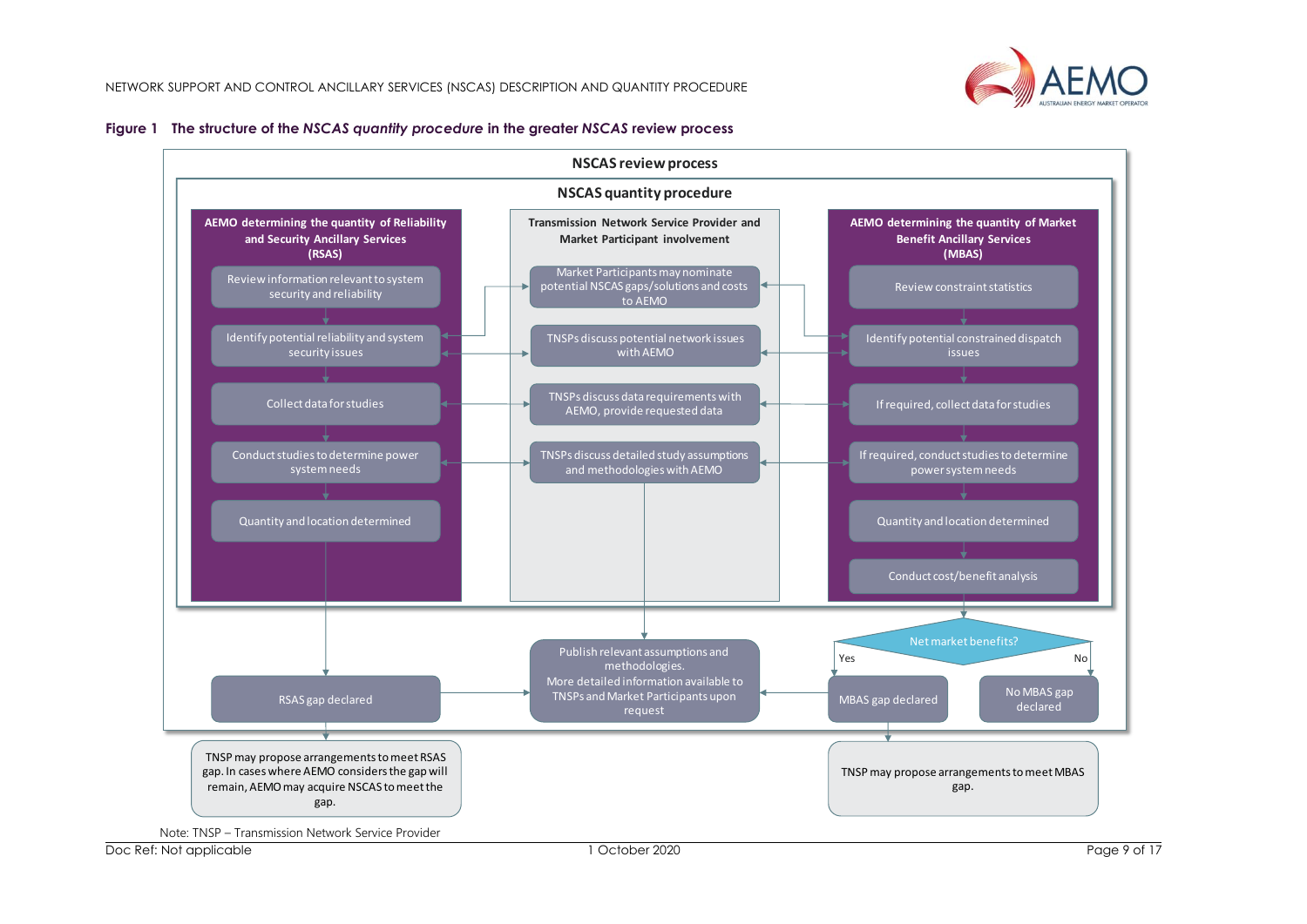**Figure 1 The structure of the *NSCAS quantity procedure* in the greater *NSCAS* review process**

**NSCAS review process**

**NSCAS quantity procedure**

**AEMO determining the quantity of Reliability and Security Ancillary Services (RSAS)**

- Review information relevant to system security and reliability
- Identify potential reliability and system security issues
- Collect data for studies
- Conduct studies to determine power system needs
- Quantity and location determined

**Transmission Network Service Provider and Market Participant involvement**

- Market Participants may nominate potential NSCAS gaps/solutions and costs to AEMO
- TNSPs discuss potential network issues with AEMO
- TNSPs discuss data requirements with AEMO, provide requested data
- TNSPs discuss detailed study assumptions and methodologies with AEMO

**AEMO determining the quantity of Market Benefit Ancillary Services (MBAS)**

- Review constraint statistics
- Identify potential constrained dispatch issues
- If required, collect data for studies
- If required, conduct studies to determine power system needs
- Quantity and location determined
- Conduct cost/benefit analysis

Net market benefits?
- Yes → MBAS gap declared
- No → No MBAS gap declared

RSAS gap declared

Publish relevant assumptions and methodologies. More detailed information available to TNSPs and Market Participants upon request

TNSP may propose arrangements to meet RSAS gap. In cases where AEMO considers the gap will remain, AEMO may acquire NSCAS to meet the gap.

TNSP may propose arrangements to meet MBAS gap.

Note: TNSP – Transmission Network Service Provider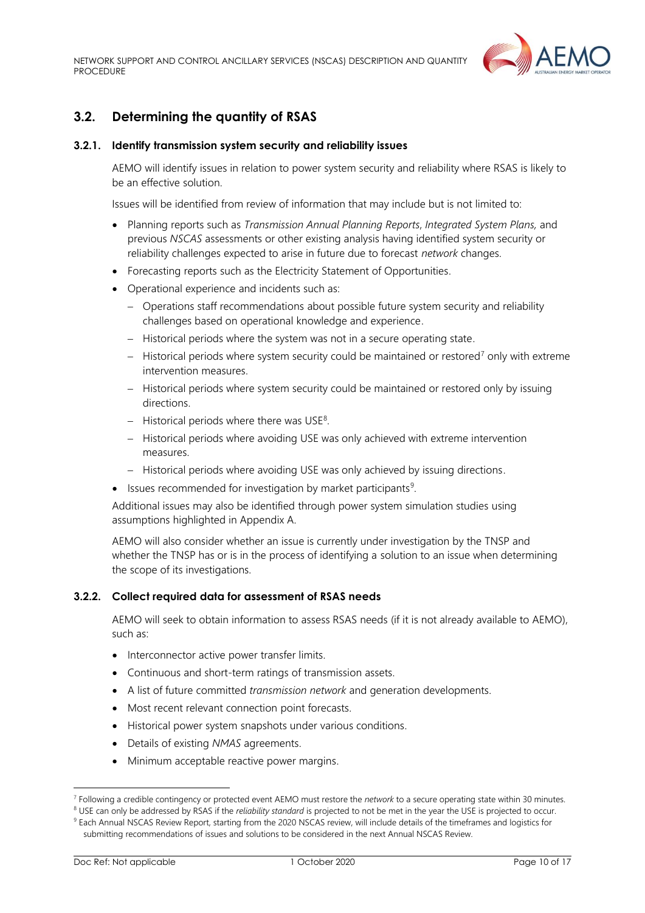## 3.2. Determining the quantity of RSAS

### 3.2.1. Identify transmission system security and reliability issues

AEMO will identify issues in relation to power system security and reliability where RSAS is likely to be an effective solution.

Issues will be identified from review of information that may include but is not limited to:

- Planning reports such as *Transmission Annual Planning Reports*, *Integrated System Plans,* and previous *NSCAS* assessments or other existing analysis having identified system security or reliability challenges expected to arise in future due to forecast *network* changes.
- Forecasting reports such as the Electricity Statement of Opportunities.
- Operational experience and incidents such as:
  - Operations staff recommendations about possible future system security and reliability challenges based on operational knowledge and experience.
  - Historical periods where the system was not in a secure operating state.
  - Historical periods where system security could be maintained or restored[7] only with extreme intervention measures.
  - Historical periods where system security could be maintained or restored only by issuing directions.
  - Historical periods where there was USE[8].
  - Historical periods where avoiding USE was only achieved with extreme intervention measures.
  - Historical periods where avoiding USE was only achieved by issuing directions.
- Issues recommended for investigation by market participants[9].

Additional issues may also be identified through power system simulation studies using assumptions highlighted in Appendix A.

AEMO will also consider whether an issue is currently under investigation by the TNSP and whether the TNSP has or is in the process of identifying a solution to an issue when determining the scope of its investigations.

### 3.2.2. Collect required data for assessment of RSAS needs

AEMO will seek to obtain information to assess RSAS needs (if it is not already available to AEMO), such as:

- Interconnector active power transfer limits.
- Continuous and short-term ratings of transmission assets.
- A list of future committed *transmission network* and generation developments.
- Most recent relevant connection point forecasts.
- Historical power system snapshots under various conditions.
- Details of existing *NMAS* agreements.
- Minimum acceptable reactive power margins.

[7] Following a credible contingency or protected event AEMO must restore the *network* to a secure operating state within 30 minutes.

[8] USE can only be addressed by RSAS if the *reliability standard* is projected to not be met in the year the USE is projected to occur.

[9] Each Annual NSCAS Review Report, starting from the 2020 NSCAS review, will include details of the timeframes and logistics for submitting recommendations of issues and solutions to be considered in the next Annual NSCAS Review.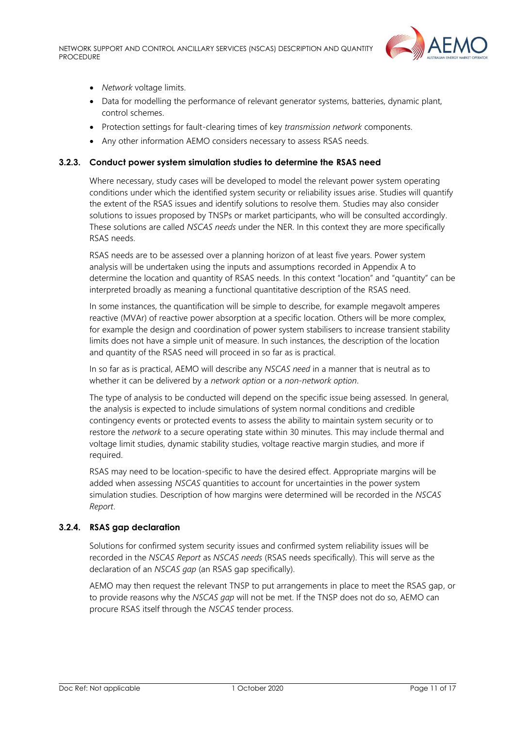- *Network* voltage limits.
- Data for modelling the performance of relevant generator systems, batteries, dynamic plant, control schemes.
- Protection settings for fault-clearing times of key *transmission network* components.
- Any other information AEMO considers necessary to assess RSAS needs.

### 3.2.3. Conduct power system simulation studies to determine the RSAS need

Where necessary, study cases will be developed to model the relevant power system operating conditions under which the identified system security or reliability issues arise. Studies will quantify the extent of the RSAS issues and identify solutions to resolve them. Studies may also consider solutions to issues proposed by TNSPs or market participants, who will be consulted accordingly. These solutions are called *NSCAS needs* under the NER. In this context they are more specifically RSAS needs.

RSAS needs are to be assessed over a planning horizon of at least five years. Power system analysis will be undertaken using the inputs and assumptions recorded in Appendix A to determine the location and quantity of RSAS needs. In this context "location" and "quantity" can be interpreted broadly as meaning a functional quantitative description of the RSAS need.

In some instances, the quantification will be simple to describe, for example megavolt amperes reactive (MVAr) of reactive power absorption at a specific location. Others will be more complex, for example the design and coordination of power system stabilisers to increase transient stability limits does not have a simple unit of measure. In such instances, the description of the location and quantity of the RSAS need will proceed in so far as is practical.

In so far as is practical, AEMO will describe any *NSCAS need* in a manner that is neutral as to whether it can be delivered by a *network option* or a *non-network option*.

The type of analysis to be conducted will depend on the specific issue being assessed. In general, the analysis is expected to include simulations of system normal conditions and credible contingency events or protected events to assess the ability to maintain system security or to restore the *network* to a secure operating state within 30 minutes. This may include thermal and voltage limit studies, dynamic stability studies, voltage reactive margin studies, and more if required.

RSAS may need to be location-specific to have the desired effect. Appropriate margins will be added when assessing *NSCAS* quantities to account for uncertainties in the power system simulation studies. Description of how margins were determined will be recorded in the *NSCAS Report*.

### 3.2.4. RSAS gap declaration

Solutions for confirmed system security issues and confirmed system reliability issues will be recorded in the *NSCAS Report* as *NSCAS needs* (RSAS needs specifically). This will serve as the declaration of an *NSCAS gap* (an RSAS gap specifically).

AEMO may then request the relevant TNSP to put arrangements in place to meet the RSAS gap, or to provide reasons why the *NSCAS gap* will not be met. If the TNSP does not do so, AEMO can procure RSAS itself through the *NSCAS* tender process.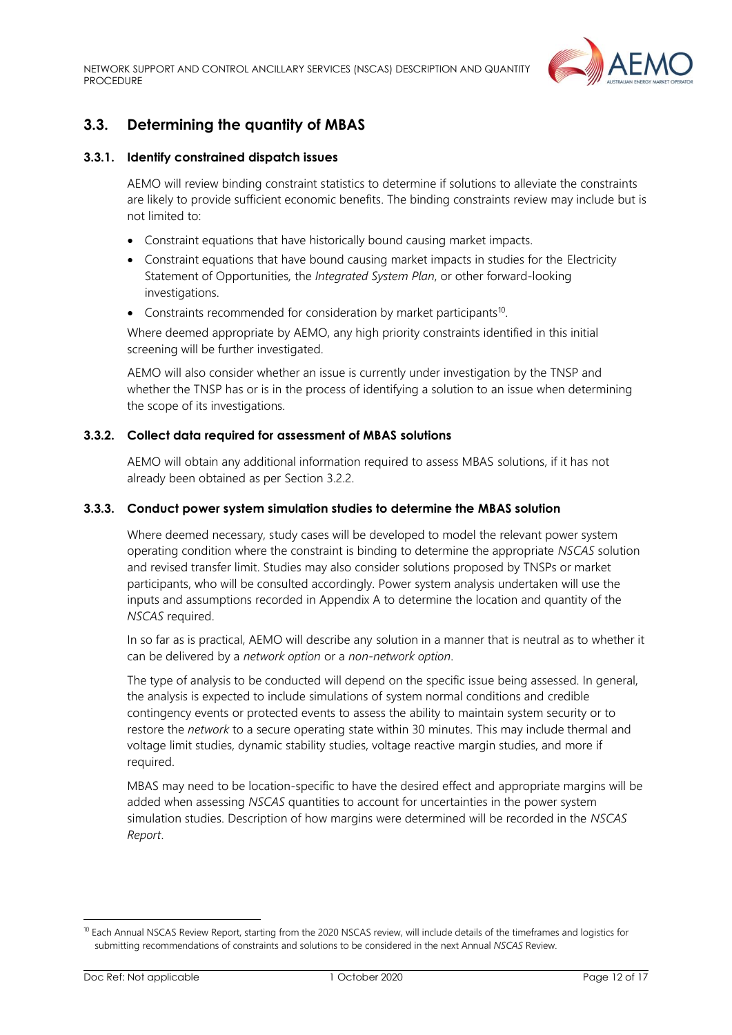## 3.3. Determining the quantity of MBAS

### 3.3.1. Identify constrained dispatch issues

AEMO will review binding constraint statistics to determine if solutions to alleviate the constraints are likely to provide sufficient economic benefits. The binding constraints review may include but is not limited to:

- Constraint equations that have historically bound causing market impacts.
- Constraint equations that have bound causing market impacts in studies for the Electricity Statement of Opportunities, the *Integrated System Plan*, or other forward-looking investigations.
- Constraints recommended for consideration by market participants[10].

Where deemed appropriate by AEMO, any high priority constraints identified in this initial screening will be further investigated.

AEMO will also consider whether an issue is currently under investigation by the TNSP and whether the TNSP has or is in the process of identifying a solution to an issue when determining the scope of its investigations.

### 3.3.2. Collect data required for assessment of MBAS solutions

AEMO will obtain any additional information required to assess MBAS solutions, if it has not already been obtained as per Section 3.2.2.

### 3.3.3. Conduct power system simulation studies to determine the MBAS solution

Where deemed necessary, study cases will be developed to model the relevant power system operating condition where the constraint is binding to determine the appropriate *NSCAS* solution and revised transfer limit. Studies may also consider solutions proposed by TNSPs or market participants, who will be consulted accordingly. Power system analysis undertaken will use the inputs and assumptions recorded in Appendix A to determine the location and quantity of the *NSCAS* required.

In so far as is practical, AEMO will describe any solution in a manner that is neutral as to whether it can be delivered by a *network option* or a *non-network option*.

The type of analysis to be conducted will depend on the specific issue being assessed. In general, the analysis is expected to include simulations of system normal conditions and credible contingency events or protected events to assess the ability to maintain system security or to restore the *network* to a secure operating state within 30 minutes. This may include thermal and voltage limit studies, dynamic stability studies, voltage reactive margin studies, and more if required.

MBAS may need to be location-specific to have the desired effect and appropriate margins will be added when assessing *NSCAS* quantities to account for uncertainties in the power system simulation studies. Description of how margins were determined will be recorded in the *NSCAS Report*.

---

[10] Each Annual NSCAS Review Report, starting from the 2020 NSCAS review, will include details of the timeframes and logistics for submitting recommendations of constraints and solutions to be considered in the next Annual *NSCAS* Review.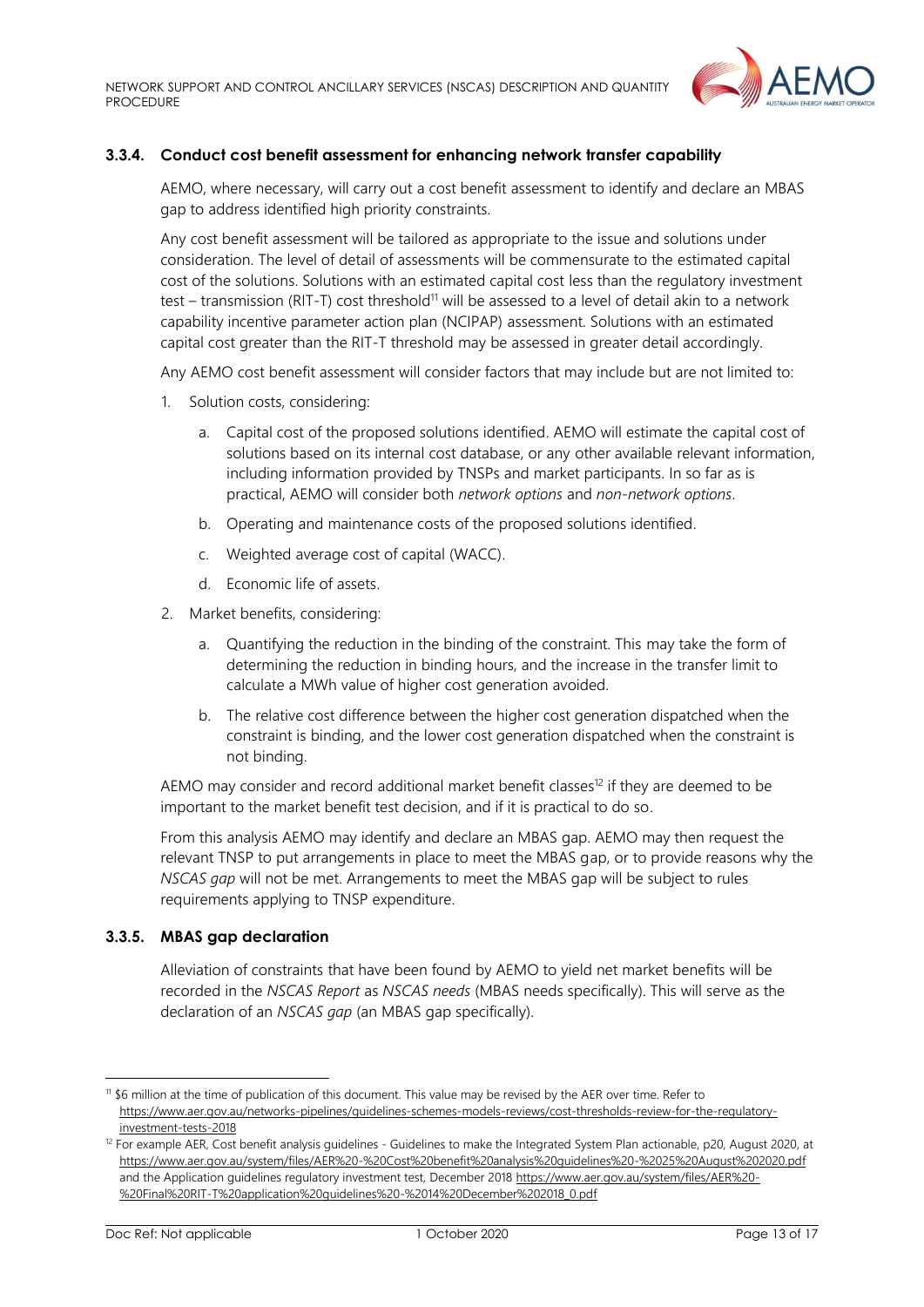### 3.3.4. Conduct cost benefit assessment for enhancing network transfer capability

AEMO, where necessary, will carry out a cost benefit assessment to identify and declare an MBAS gap to address identified high priority constraints.

Any cost benefit assessment will be tailored as appropriate to the issue and solutions under consideration. The level of detail of assessments will be commensurate to the estimated capital cost of the solutions. Solutions with an estimated capital cost less than the regulatory investment test – transmission (RIT-T) cost threshold[11] will be assessed to a level of detail akin to a network capability incentive parameter action plan (NCIPAP) assessment. Solutions with an estimated capital cost greater than the RIT-T threshold may be assessed in greater detail accordingly.

Any AEMO cost benefit assessment will consider factors that may include but are not limited to:

1. Solution costs, considering:
   a. Capital cost of the proposed solutions identified. AEMO will estimate the capital cost of solutions based on its internal cost database, or any other available relevant information, including information provided by TNSPs and market participants. In so far as is practical, AEMO will consider both *network options* and *non-network options*.
   b. Operating and maintenance costs of the proposed solutions identified.
   c. Weighted average cost of capital (WACC).
   d. Economic life of assets.
2. Market benefits, considering:
   a. Quantifying the reduction in the binding of the constraint. This may take the form of determining the reduction in binding hours, and the increase in the transfer limit to calculate a MWh value of higher cost generation avoided.
   b. The relative cost difference between the higher cost generation dispatched when the constraint is binding, and the lower cost generation dispatched when the constraint is not binding.

AEMO may consider and record additional market benefit classes[12] if they are deemed to be important to the market benefit test decision, and if it is practical to do so.

From this analysis AEMO may identify and declare an MBAS gap. AEMO may then request the relevant TNSP to put arrangements in place to meet the MBAS gap, or to provide reasons why the *NSCAS gap* will not be met. Arrangements to meet the MBAS gap will be subject to rules requirements applying to TNSP expenditure.

### 3.3.5. MBAS gap declaration

Alleviation of constraints that have been found by AEMO to yield net market benefits will be recorded in the *NSCAS Report* as *NSCAS needs* (MBAS needs specifically). This will serve as the declaration of an *NSCAS gap* (an MBAS gap specifically).

---

[11] $6 million at the time of publication of this document. This value may be revised by the AER over time. Refer to https://www.aer.gov.au/networks-pipelines/guidelines-schemes-models-reviews/cost-thresholds-review-for-the-regulatory-investment-tests-2018

[12] For example AER, Cost benefit analysis guidelines - Guidelines to make the Integrated System Plan actionable, p20, August 2020, at https://www.aer.gov.au/system/files/AER%20-%20Cost%20benefit%20analysis%20guidelines%20-%2025%20August%202020.pdf and the Application guidelines regulatory investment test, December 2018 https://www.aer.gov.au/system/files/AER%20-%20Final%20RIT-T%20application%20guidelines%20-%2014%20December%202018_0.pdf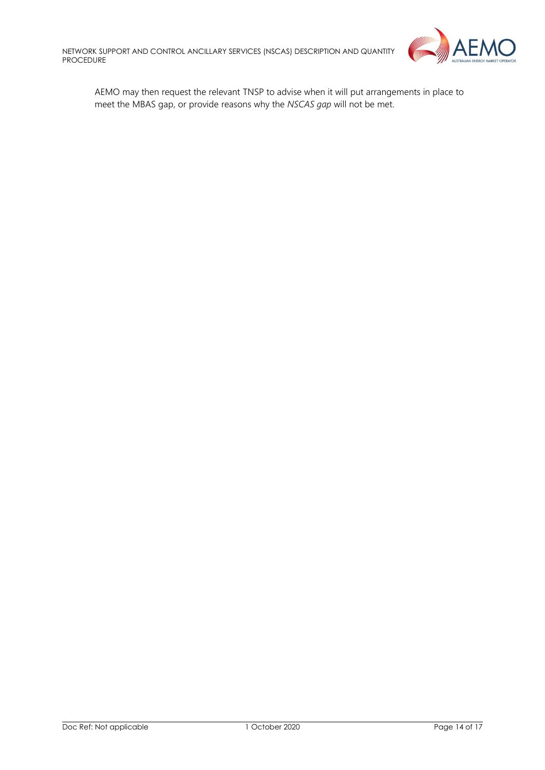AEMO may then request the relevant TNSP to advise when it will put arrangements in place to meet the MBAS gap, or provide reasons why the *NSCAS gap* will not be met.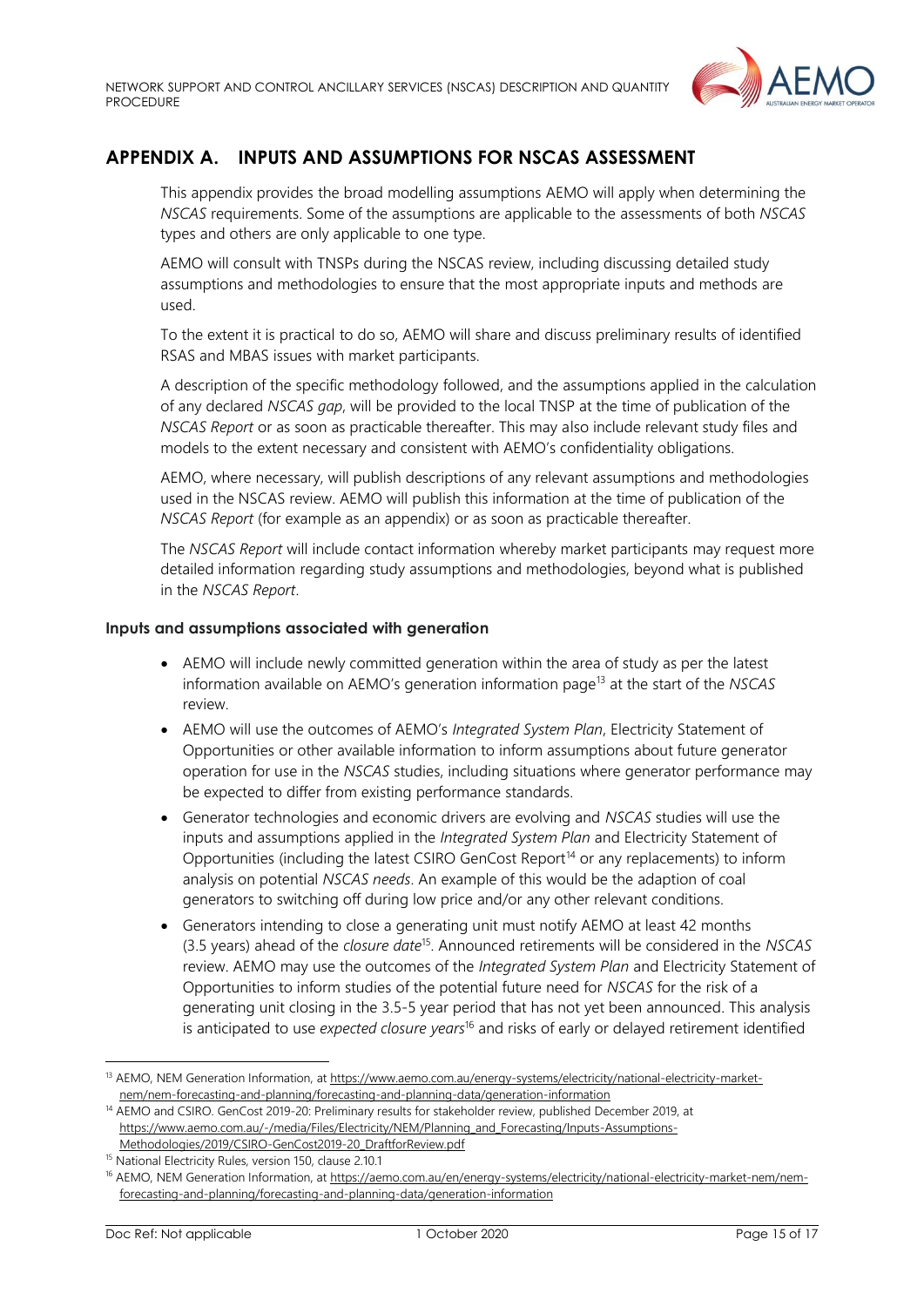# APPENDIX A. INPUTS AND ASSUMPTIONS FOR NSCAS ASSESSMENT

This appendix provides the broad modelling assumptions AEMO will apply when determining the *NSCAS* requirements. Some of the assumptions are applicable to the assessments of both *NSCAS* types and others are only applicable to one type.

AEMO will consult with TNSPs during the NSCAS review, including discussing detailed study assumptions and methodologies to ensure that the most appropriate inputs and methods are used.

To the extent it is practical to do so, AEMO will share and discuss preliminary results of identified RSAS and MBAS issues with market participants.

A description of the specific methodology followed, and the assumptions applied in the calculation of any declared *NSCAS gap*, will be provided to the local TNSP at the time of publication of the *NSCAS Report* or as soon as practicable thereafter. This may also include relevant study files and models to the extent necessary and consistent with AEMO's confidentiality obligations.

AEMO, where necessary, will publish descriptions of any relevant assumptions and methodologies used in the NSCAS review. AEMO will publish this information at the time of publication of the *NSCAS Report* (for example as an appendix) or as soon as practicable thereafter.

The *NSCAS Report* will include contact information whereby market participants may request more detailed information regarding study assumptions and methodologies, beyond what is published in the *NSCAS Report*.

### Inputs and assumptions associated with generation

- AEMO will include newly committed generation within the area of study as per the latest information available on AEMO's generation information page[13] at the start of the *NSCAS* review.
- AEMO will use the outcomes of AEMO's *Integrated System Plan*, Electricity Statement of Opportunities or other available information to inform assumptions about future generator operation for use in the *NSCAS* studies, including situations where generator performance may be expected to differ from existing performance standards.
- Generator technologies and economic drivers are evolving and *NSCAS* studies will use the inputs and assumptions applied in the *Integrated System Plan* and Electricity Statement of Opportunities (including the latest CSIRO GenCost Report[14] or any replacements) to inform analysis on potential *NSCAS needs*. An example of this would be the adaption of coal generators to switching off during low price and/or any other relevant conditions.
- Generators intending to close a generating unit must notify AEMO at least 42 months (3.5 years) ahead of the *closure date*[15]. Announced retirements will be considered in the *NSCAS* review. AEMO may use the outcomes of the *Integrated System Plan* and Electricity Statement of Opportunities to inform studies of the potential future need for *NSCAS* for the risk of a generating unit closing in the 3.5-5 year period that has not yet been announced. This analysis is anticipated to use *expected closure years*[16] and risks of early or delayed retirement identified

---

[13] AEMO, NEM Generation Information, at https://www.aemo.com.au/energy-systems/electricity/national-electricity-market-nem/nem-forecasting-and-planning/forecasting-and-planning-data/generation-information

[14] AEMO and CSIRO. GenCost 2019-20: Preliminary results for stakeholder review, published December 2019, at https://www.aemo.com.au/-/media/Files/Electricity/NEM/Planning_and_Forecasting/Inputs-Assumptions-Methodologies/2019/CSIRO-GenCost2019-20_DraftforReview.pdf

[15] National Electricity Rules, version 150, clause 2.10.1

[16] AEMO, NEM Generation Information, at https://aemo.com.au/en/energy-systems/electricity/national-electricity-market-nem/nem-forecasting-and-planning/forecasting-and-planning-data/generation-information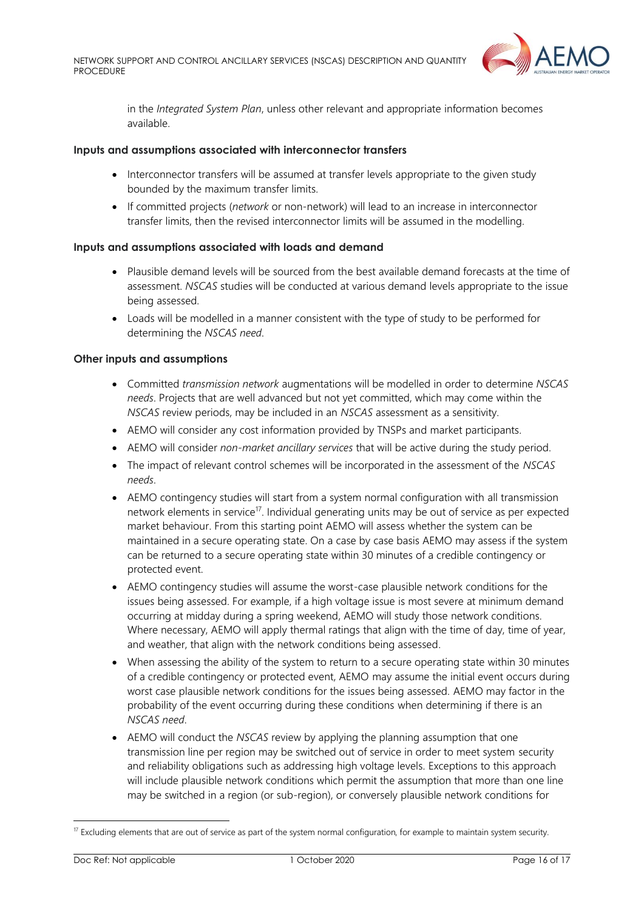in the *Integrated System Plan*, unless other relevant and appropriate information becomes available.

**Inputs and assumptions associated with interconnector transfers**

- Interconnector transfers will be assumed at transfer levels appropriate to the given study bounded by the maximum transfer limits.
- If committed projects (*network* or non-network) will lead to an increase in interconnector transfer limits, then the revised interconnector limits will be assumed in the modelling.

**Inputs and assumptions associated with loads and demand**

- Plausible demand levels will be sourced from the best available demand forecasts at the time of assessment. *NSCAS* studies will be conducted at various demand levels appropriate to the issue being assessed.
- Loads will be modelled in a manner consistent with the type of study to be performed for determining the *NSCAS need*.

**Other inputs and assumptions**

- Committed *transmission network* augmentations will be modelled in order to determine *NSCAS needs*. Projects that are well advanced but not yet committed, which may come within the *NSCAS* review periods, may be included in an *NSCAS* assessment as a sensitivity.
- AEMO will consider any cost information provided by TNSPs and market participants.
- AEMO will consider *non-market ancillary services* that will be active during the study period.
- The impact of relevant control schemes will be incorporated in the assessment of the *NSCAS needs*.
- AEMO contingency studies will start from a system normal configuration with all transmission network elements in service[17]. Individual generating units may be out of service as per expected market behaviour. From this starting point AEMO will assess whether the system can be maintained in a secure operating state. On a case by case basis AEMO may assess if the system can be returned to a secure operating state within 30 minutes of a credible contingency or protected event.
- AEMO contingency studies will assume the worst-case plausible network conditions for the issues being assessed. For example, if a high voltage issue is most severe at minimum demand occurring at midday during a spring weekend, AEMO will study those network conditions. Where necessary, AEMO will apply thermal ratings that align with the time of day, time of year, and weather, that align with the network conditions being assessed.
- When assessing the ability of the system to return to a secure operating state within 30 minutes of a credible contingency or protected event, AEMO may assume the initial event occurs during worst case plausible network conditions for the issues being assessed. AEMO may factor in the probability of the event occurring during these conditions when determining if there is an *NSCAS need*.
- AEMO will conduct the *NSCAS* review by applying the planning assumption that one transmission line per region may be switched out of service in order to meet system security and reliability obligations such as addressing high voltage levels. Exceptions to this approach will include plausible network conditions which permit the assumption that more than one line may be switched in a region (or sub-region), or conversely plausible network conditions for

[17] Excluding elements that are out of service as part of the system normal configuration, for example to maintain system security.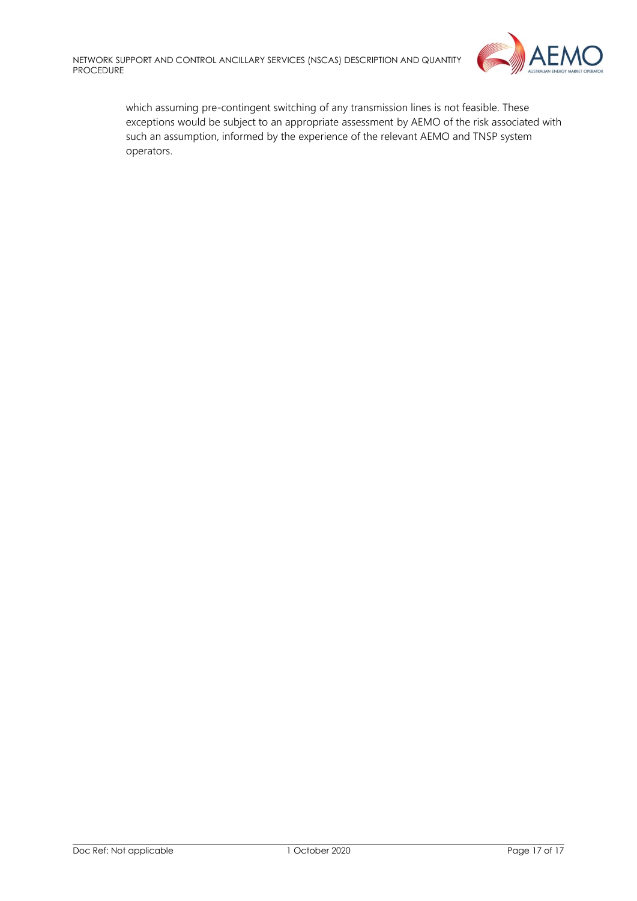which assuming pre-contingent switching of any transmission lines is not feasible. These exceptions would be subject to an appropriate assessment by AEMO of the risk associated with such an assumption, informed by the experience of the relevant AEMO and TNSP system operators.